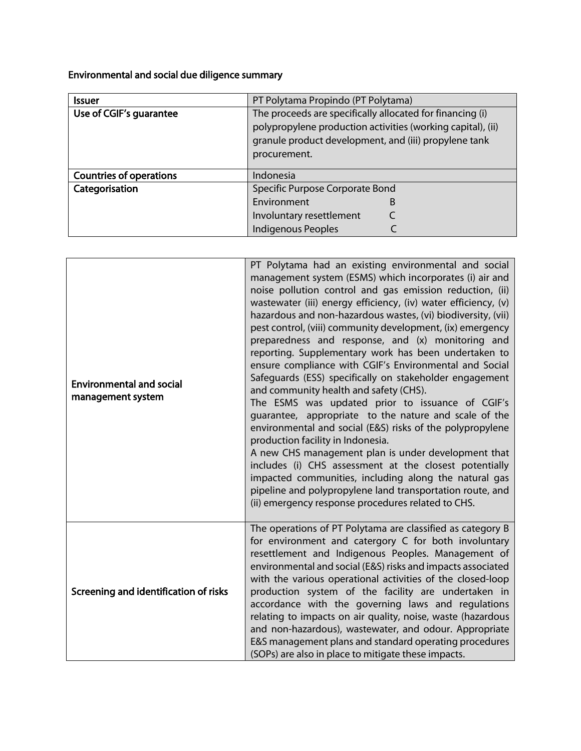## Environmental and social due diligence summary

| **Issuer** | PT Polytama Propindo (PT Polytama) |
|---|---|
| **Use of CGIF's guarantee** | The proceeds are specifically allocated for financing (i) polypropylene production activities (working capital), (ii) granule product development, and (iii) propylene tank procurement. |
| **Countries of operations** | Indonesia |
| **Categorisation** | Specific Purpose Corporate Bond<br>Environment B<br>Involuntary resettlement C<br>Indigenous Peoples C |

| | |
|---|---|
| **Environmental and social management system** | PT Polytama had an existing environmental and social management system (ESMS) which incorporates (i) air and noise pollution control and gas emission reduction, (ii) wastewater (iii) energy efficiency, (iv) water efficiency, (v) hazardous and non-hazardous wastes, (vi) biodiversity, (vii) pest control, (viii) community development, (ix) emergency preparedness and response, and (x) monitoring and reporting. Supplementary work has been undertaken to ensure compliance with CGIF's Environmental and Social Safeguards (ESS) specifically on stakeholder engagement and community health and safety (CHS).<br>The ESMS was updated prior to issuance of CGIF's guarantee, appropriate to the nature and scale of the environmental and social (E&S) risks of the polypropylene production facility in Indonesia.<br>A new CHS management plan is under development that includes (i) CHS assessment at the closest potentially impacted communities, including along the natural gas pipeline and polypropylene land transportation route, and (ii) emergency response procedures related to CHS. |
| **Screening and identification of risks** | The operations of PT Polytama are classified as category B for environment and catergory C for both involuntary resettlement and Indigenous Peoples. Management of environmental and social (E&S) risks and impacts associated with the various operational activities of the closed-loop production system of the facility are undertaken in accordance with the governing laws and regulations relating to impacts on air quality, noise, waste (hazardous and non-hazardous), wastewater, and odour. Appropriate E&S management plans and standard operating procedures (SOPs) are also in place to mitigate these impacts. |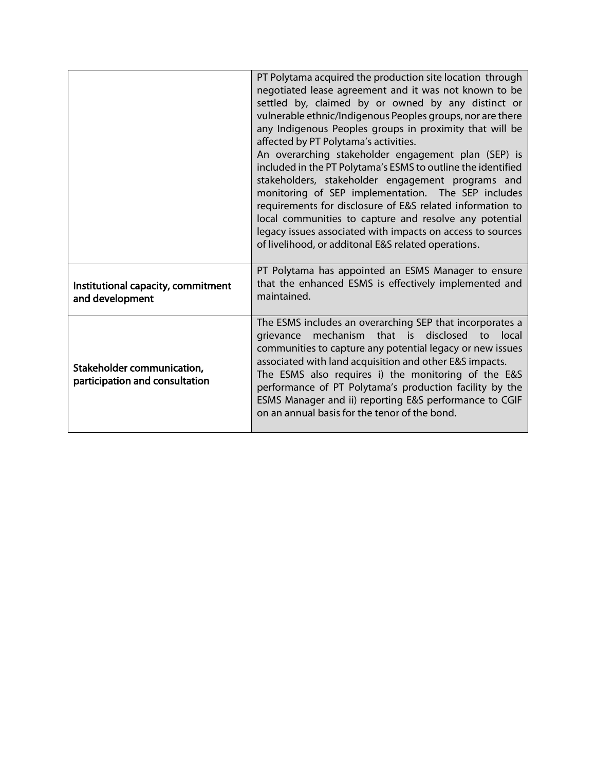| | |
|---|---|
| | PT Polytama acquired the production site location through negotiated lease agreement and it was not known to be settled by, claimed by or owned by any distinct or vulnerable ethnic/Indigenous Peoples groups, nor are there any Indigenous Peoples groups in proximity that will be affected by PT Polytama's activities.<br>An overarching stakeholder engagement plan (SEP) is included in the PT Polytama's ESMS to outline the identified stakeholders, stakeholder engagement programs and monitoring of SEP implementation. The SEP includes requirements for disclosure of E&S related information to local communities to capture and resolve any potential legacy issues associated with impacts on access to sources of livelihood, or additonal E&S related operations. |
| **Institutional capacity, commitment and development** | PT Polytama has appointed an ESMS Manager to ensure that the enhanced ESMS is effectively implemented and maintained. |
| **Stakeholder communication, participation and consultation** | The ESMS includes an overarching SEP that incorporates a grievance mechanism that is disclosed to local communities to capture any potential legacy or new issues associated with land acquisition and other E&S impacts.<br>The ESMS also requires i) the monitoring of the E&S performance of PT Polytama's production facility by the ESMS Manager and ii) reporting E&S performance to CGIF on an annual basis for the tenor of the bond. |